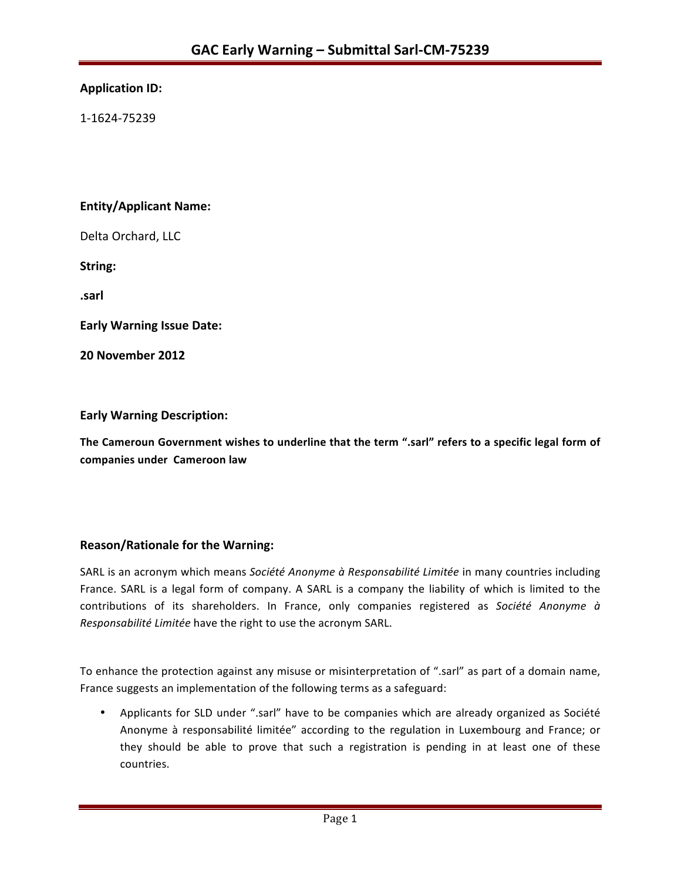# GAC Early Warning – Submittal Sarl-CM-75239

**Application ID:**

1-1624-75239

**Entity/Applicant Name:**

Delta Orchard, LLC

**String:**

**.sarl**

**Early Warning Issue Date:**

**20 November 2012**

**Early Warning Description:**

**The Cameroun Government wishes to underline that the term ".sarl" refers to a specific legal form of companies under Cameroon law**

## Reason/Rationale for the Warning:

SARL is an acronym which means *Société Anonyme à Responsabilité Limitée* in many countries including France. SARL is a legal form of company. A SARL is a company the liability of which is limited to the contributions of its shareholders. In France, only companies registered as *Société Anonyme à Responsabilité Limitée* have the right to use the acronym SARL.

To enhance the protection against any misuse or misinterpretation of ".sarl" as part of a domain name, France suggests an implementation of the following terms as a safeguard:

- Applicants for SLD under ".sarl" have to be companies which are already organized as Société Anonyme à responsabilité limitée" according to the regulation in Luxembourg and France; or they should be able to prove that such a registration is pending in at least one of these countries.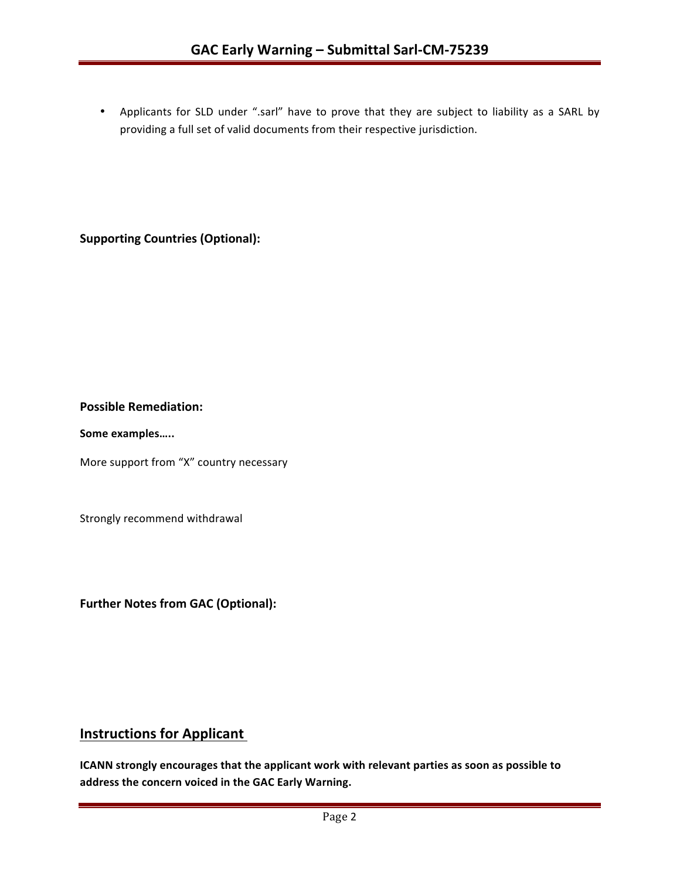- Applicants for SLD under ".sarl" have to prove that they are subject to liability as a SARL by providing a full set of valid documents from their respective jurisdiction.

**Supporting Countries (Optional):**

**Possible Remediation:**

**Some examples…..**

More support from "X" country necessary

Strongly recommend withdrawal

**Further Notes from GAC (Optional):**

## Instructions for Applicant

**ICANN strongly encourages that the applicant work with relevant parties as soon as possible to address the concern voiced in the GAC Early Warning.**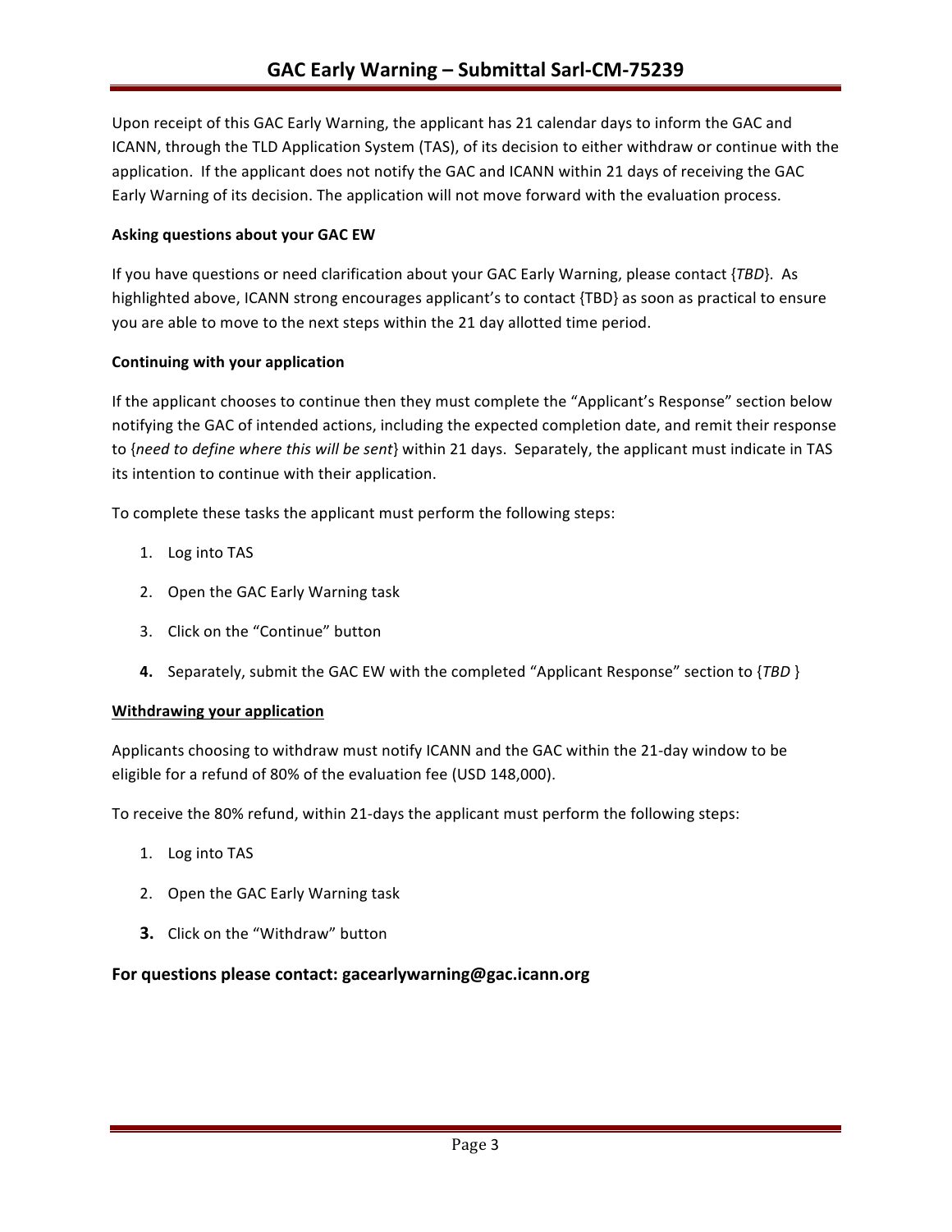Upon receipt of this GAC Early Warning, the applicant has 21 calendar days to inform the GAC and ICANN, through the TLD Application System (TAS), of its decision to either withdraw or continue with the application. If the applicant does not notify the GAC and ICANN within 21 days of receiving the GAC Early Warning of its decision. The application will not move forward with the evaluation process.

**Asking questions about your GAC EW**

If you have questions or need clarification about your GAC Early Warning, please contact {*TBD*}. As highlighted above, ICANN strong encourages applicant's to contact {TBD} as soon as practical to ensure you are able to move to the next steps within the 21 day allotted time period.

**Continuing with your application**

If the applicant chooses to continue then they must complete the "Applicant's Response" section below notifying the GAC of intended actions, including the expected completion date, and remit their response to {*need to define where this will be sent*} within 21 days. Separately, the applicant must indicate in TAS its intention to continue with their application.

To complete these tasks the applicant must perform the following steps:

1. Log into TAS
2. Open the GAC Early Warning task
3. Click on the "Continue" button
4. Separately, submit the GAC EW with the completed "Applicant Response" section to {*TBD* }

**Withdrawing your application**

Applicants choosing to withdraw must notify ICANN and the GAC within the 21-day window to be eligible for a refund of 80% of the evaluation fee (USD 148,000).

To receive the 80% refund, within 21-days the applicant must perform the following steps:

1. Log into TAS
2. Open the GAC Early Warning task
3. Click on the "Withdraw" button

### For questions please contact: gacearlywarning@gac.icann.org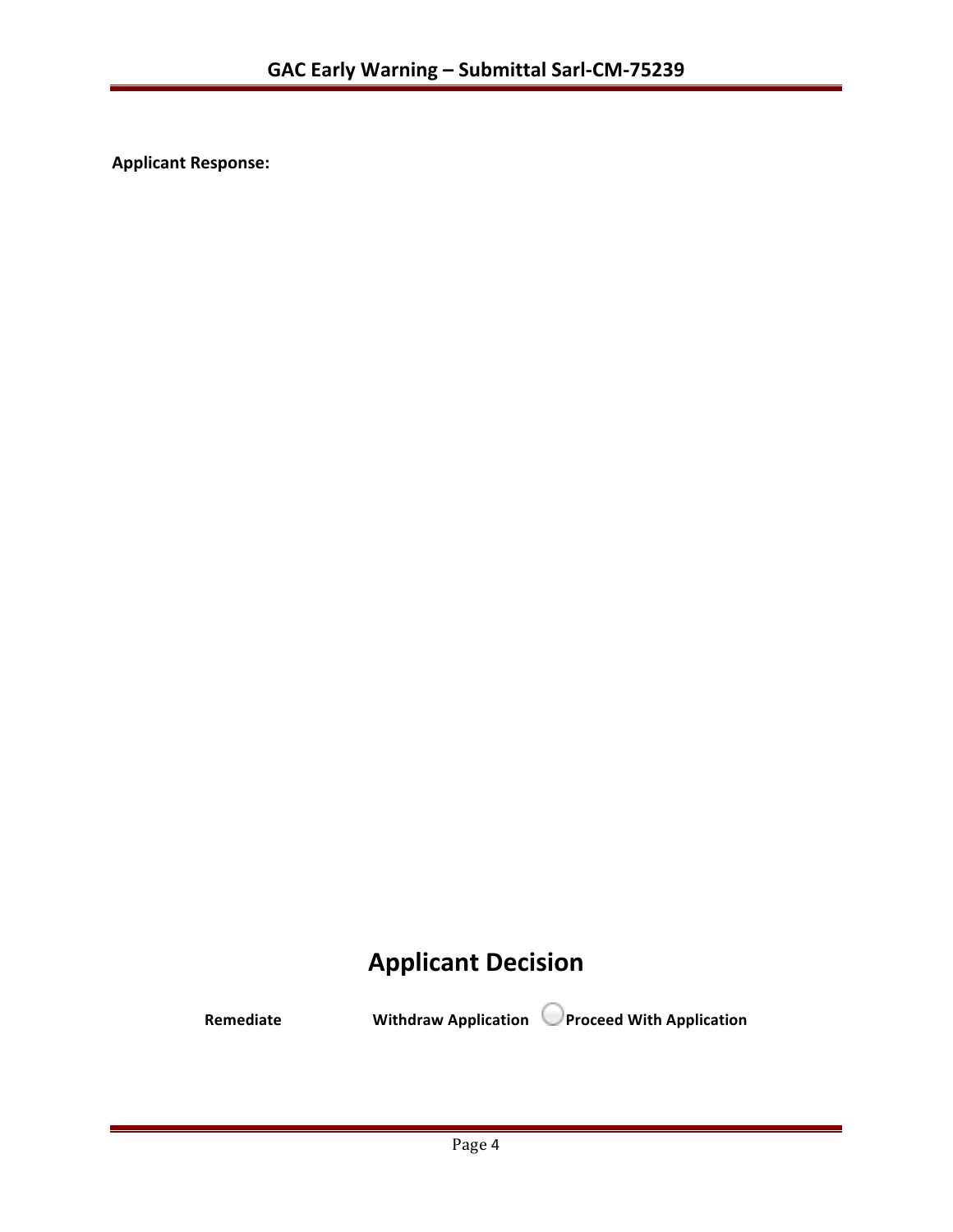**Applicant Response:**

# Applicant Decision

**Remediate** **Withdraw Application** **Proceed With Application**